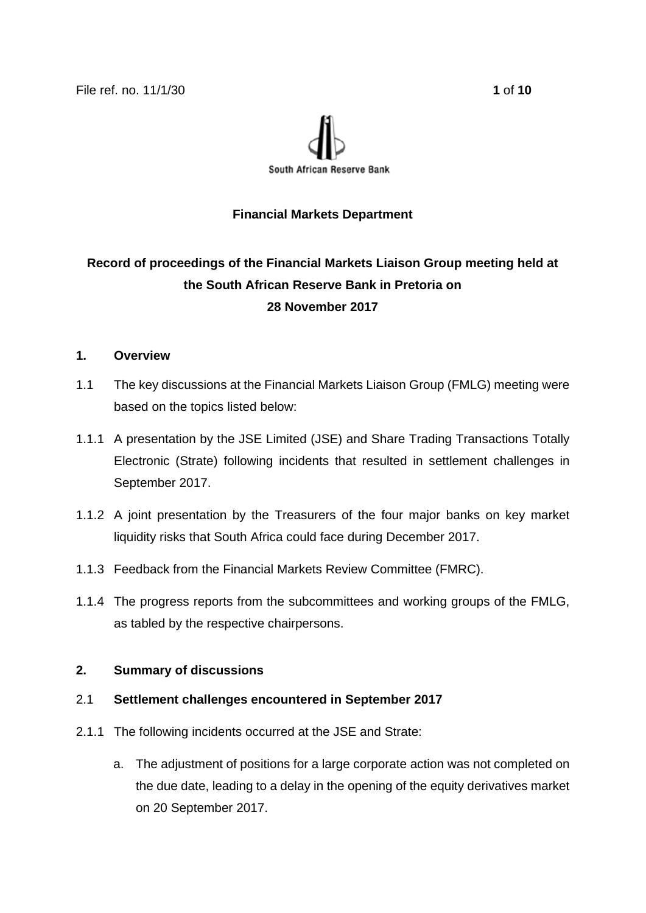File ref. no. 11/1/30

South African Reserve Bank

**Financial Markets Department**

# Record of proceedings of the Financial Markets Liaison Group meeting held at the South African Reserve Bank in Pretoria on 28 November 2017

## 1. Overview

1.1 The key discussions at the Financial Markets Liaison Group (FMLG) meeting were based on the topics listed below:

1.1.1 A presentation by the JSE Limited (JSE) and Share Trading Transactions Totally Electronic (Strate) following incidents that resulted in settlement challenges in September 2017.

1.1.2 A joint presentation by the Treasurers of the four major banks on key market liquidity risks that South Africa could face during December 2017.

1.1.3 Feedback from the Financial Markets Review Committee (FMRC).

1.1.4 The progress reports from the subcommittees and working groups of the FMLG, as tabled by the respective chairpersons.

## 2. Summary of discussions

### 2.1 Settlement challenges encountered in September 2017

2.1.1 The following incidents occurred at the JSE and Strate:

a. The adjustment of positions for a large corporate action was not completed on the due date, leading to a delay in the opening of the equity derivatives market on 20 September 2017.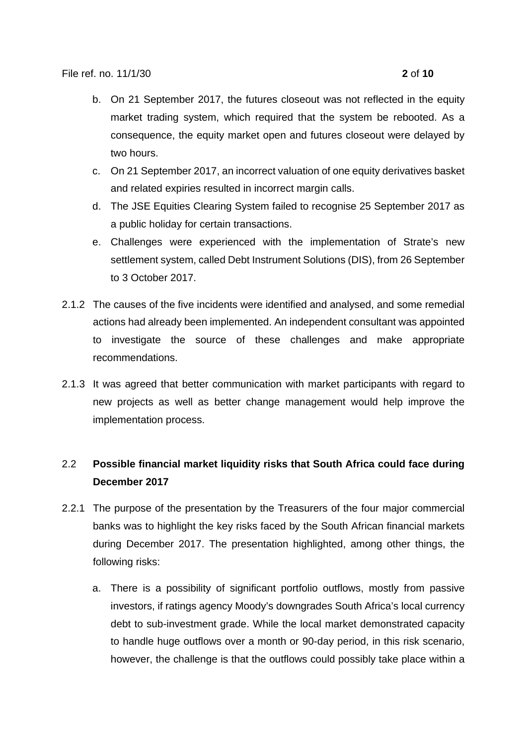b. On 21 September 2017, the futures closeout was not reflected in the equity market trading system, which required that the system be rebooted. As a consequence, the equity market open and futures closeout were delayed by two hours.

c. On 21 September 2017, an incorrect valuation of one equity derivatives basket and related expiries resulted in incorrect margin calls.

d. The JSE Equities Clearing System failed to recognise 25 September 2017 as a public holiday for certain transactions.

e. Challenges were experienced with the implementation of Strate's new settlement system, called Debt Instrument Solutions (DIS), from 26 September to 3 October 2017.

2.1.2 The causes of the five incidents were identified and analysed, and some remedial actions had already been implemented. An independent consultant was appointed to investigate the source of these challenges and make appropriate recommendations.

2.1.3 It was agreed that better communication with market participants with regard to new projects as well as better change management would help improve the implementation process.

## 2.2 **Possible financial market liquidity risks that South Africa could face during December 2017**

2.2.1 The purpose of the presentation by the Treasurers of the four major commercial banks was to highlight the key risks faced by the South African financial markets during December 2017. The presentation highlighted, among other things, the following risks:

a. There is a possibility of significant portfolio outflows, mostly from passive investors, if ratings agency Moody's downgrades South Africa's local currency debt to sub-investment grade. While the local market demonstrated capacity to handle huge outflows over a month or 90-day period, in this risk scenario, however, the challenge is that the outflows could possibly take place within a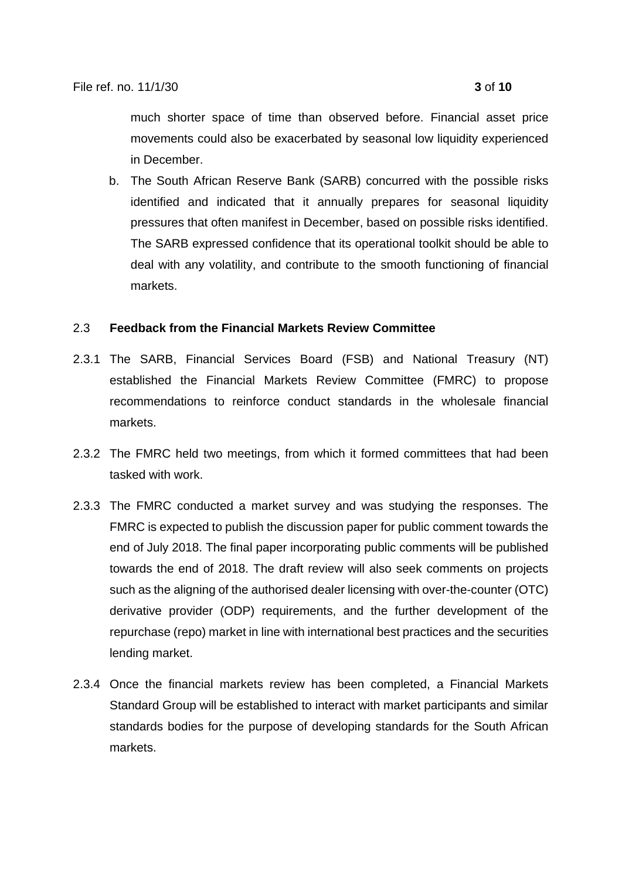much shorter space of time than observed before. Financial asset price movements could also be exacerbated by seasonal low liquidity experienced in December.

b. The South African Reserve Bank (SARB) concurred with the possible risks identified and indicated that it annually prepares for seasonal liquidity pressures that often manifest in December, based on possible risks identified. The SARB expressed confidence that its operational toolkit should be able to deal with any volatility, and contribute to the smooth functioning of financial markets.

### 2.3 Feedback from the Financial Markets Review Committee

2.3.1 The SARB, Financial Services Board (FSB) and National Treasury (NT) established the Financial Markets Review Committee (FMRC) to propose recommendations to reinforce conduct standards in the wholesale financial markets.

2.3.2 The FMRC held two meetings, from which it formed committees that had been tasked with work.

2.3.3 The FMRC conducted a market survey and was studying the responses. The FMRC is expected to publish the discussion paper for public comment towards the end of July 2018. The final paper incorporating public comments will be published towards the end of 2018. The draft review will also seek comments on projects such as the aligning of the authorised dealer licensing with over-the-counter (OTC) derivative provider (ODP) requirements, and the further development of the repurchase (repo) market in line with international best practices and the securities lending market.

2.3.4 Once the financial markets review has been completed, a Financial Markets Standard Group will be established to interact with market participants and similar standards bodies for the purpose of developing standards for the South African markets.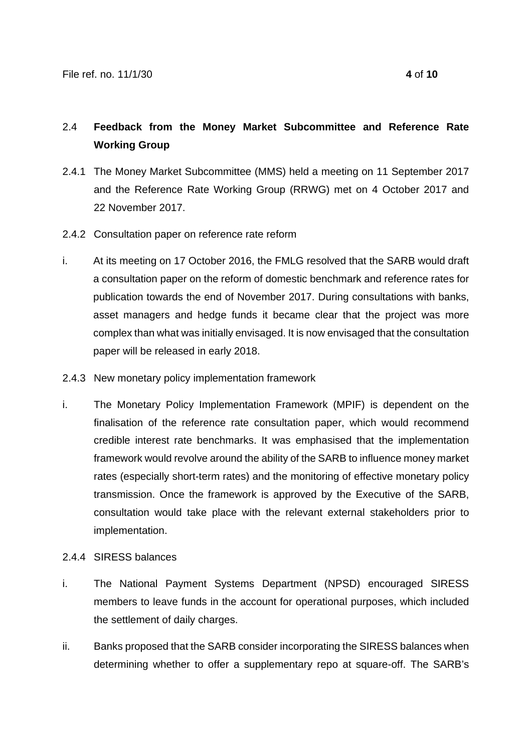## 2.4 Feedback from the Money Market Subcommittee and Reference Rate Working Group

2.4.1 The Money Market Subcommittee (MMS) held a meeting on 11 September 2017 and the Reference Rate Working Group (RRWG) met on 4 October 2017 and 22 November 2017.

2.4.2 Consultation paper on reference rate reform

i. At its meeting on 17 October 2016, the FMLG resolved that the SARB would draft a consultation paper on the reform of domestic benchmark and reference rates for publication towards the end of November 2017. During consultations with banks, asset managers and hedge funds it became clear that the project was more complex than what was initially envisaged. It is now envisaged that the consultation paper will be released in early 2018.

2.4.3 New monetary policy implementation framework

i. The Monetary Policy Implementation Framework (MPIF) is dependent on the finalisation of the reference rate consultation paper, which would recommend credible interest rate benchmarks. It was emphasised that the implementation framework would revolve around the ability of the SARB to influence money market rates (especially short-term rates) and the monitoring of effective monetary policy transmission. Once the framework is approved by the Executive of the SARB, consultation would take place with the relevant external stakeholders prior to implementation.

2.4.4 SIRESS balances

i. The National Payment Systems Department (NPSD) encouraged SIRESS members to leave funds in the account for operational purposes, which included the settlement of daily charges.

ii. Banks proposed that the SARB consider incorporating the SIRESS balances when determining whether to offer a supplementary repo at square-off. The SARB's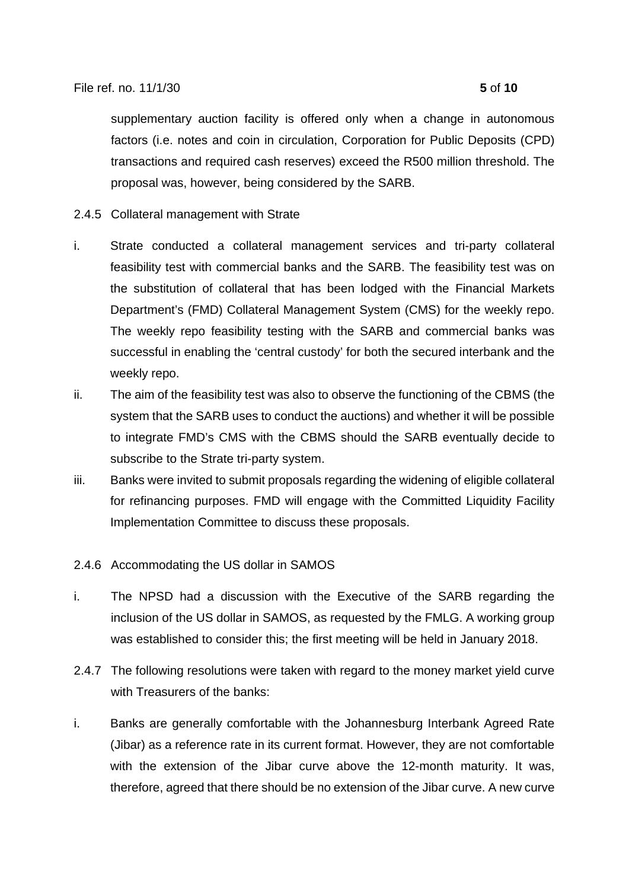supplementary auction facility is offered only when a change in autonomous factors (i.e. notes and coin in circulation, Corporation for Public Deposits (CPD) transactions and required cash reserves) exceed the R500 million threshold. The proposal was, however, being considered by the SARB.

2.4.5 Collateral management with Strate

i. Strate conducted a collateral management services and tri-party collateral feasibility test with commercial banks and the SARB. The feasibility test was on the substitution of collateral that has been lodged with the Financial Markets Department's (FMD) Collateral Management System (CMS) for the weekly repo. The weekly repo feasibility testing with the SARB and commercial banks was successful in enabling the 'central custody' for both the secured interbank and the weekly repo.

ii. The aim of the feasibility test was also to observe the functioning of the CBMS (the system that the SARB uses to conduct the auctions) and whether it will be possible to integrate FMD's CMS with the CBMS should the SARB eventually decide to subscribe to the Strate tri-party system.

iii. Banks were invited to submit proposals regarding the widening of eligible collateral for refinancing purposes. FMD will engage with the Committed Liquidity Facility Implementation Committee to discuss these proposals.

2.4.6 Accommodating the US dollar in SAMOS

i. The NPSD had a discussion with the Executive of the SARB regarding the inclusion of the US dollar in SAMOS, as requested by the FMLG. A working group was established to consider this; the first meeting will be held in January 2018.

2.4.7 The following resolutions were taken with regard to the money market yield curve with Treasurers of the banks:

i. Banks are generally comfortable with the Johannesburg Interbank Agreed Rate (Jibar) as a reference rate in its current format. However, they are not comfortable with the extension of the Jibar curve above the 12-month maturity. It was, therefore, agreed that there should be no extension of the Jibar curve. A new curve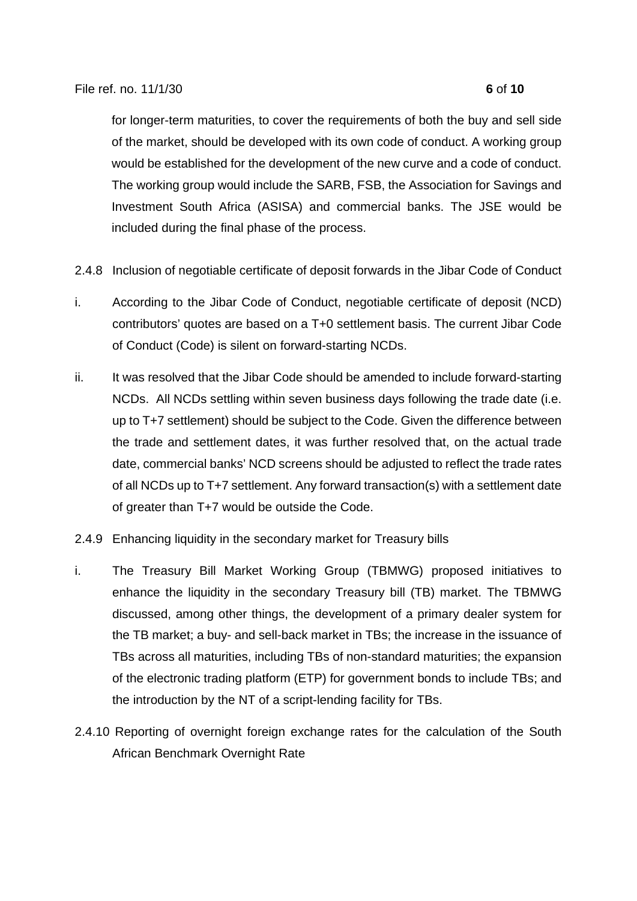for longer-term maturities, to cover the requirements of both the buy and sell side of the market, should be developed with its own code of conduct. A working group would be established for the development of the new curve and a code of conduct. The working group would include the SARB, FSB, the Association for Savings and Investment South Africa (ASISA) and commercial banks. The JSE would be included during the final phase of the process.

2.4.8 Inclusion of negotiable certificate of deposit forwards in the Jibar Code of Conduct

i. According to the Jibar Code of Conduct, negotiable certificate of deposit (NCD) contributors' quotes are based on a T+0 settlement basis. The current Jibar Code of Conduct (Code) is silent on forward-starting NCDs.

ii. It was resolved that the Jibar Code should be amended to include forward-starting NCDs. All NCDs settling within seven business days following the trade date (i.e. up to T+7 settlement) should be subject to the Code. Given the difference between the trade and settlement dates, it was further resolved that, on the actual trade date, commercial banks' NCD screens should be adjusted to reflect the trade rates of all NCDs up to T+7 settlement. Any forward transaction(s) with a settlement date of greater than T+7 would be outside the Code.

2.4.9 Enhancing liquidity in the secondary market for Treasury bills

i. The Treasury Bill Market Working Group (TBMWG) proposed initiatives to enhance the liquidity in the secondary Treasury bill (TB) market. The TBMWG discussed, among other things, the development of a primary dealer system for the TB market; a buy- and sell-back market in TBs; the increase in the issuance of TBs across all maturities, including TBs of non-standard maturities; the expansion of the electronic trading platform (ETP) for government bonds to include TBs; and the introduction by the NT of a script-lending facility for TBs.

2.4.10 Reporting of overnight foreign exchange rates for the calculation of the South African Benchmark Overnight Rate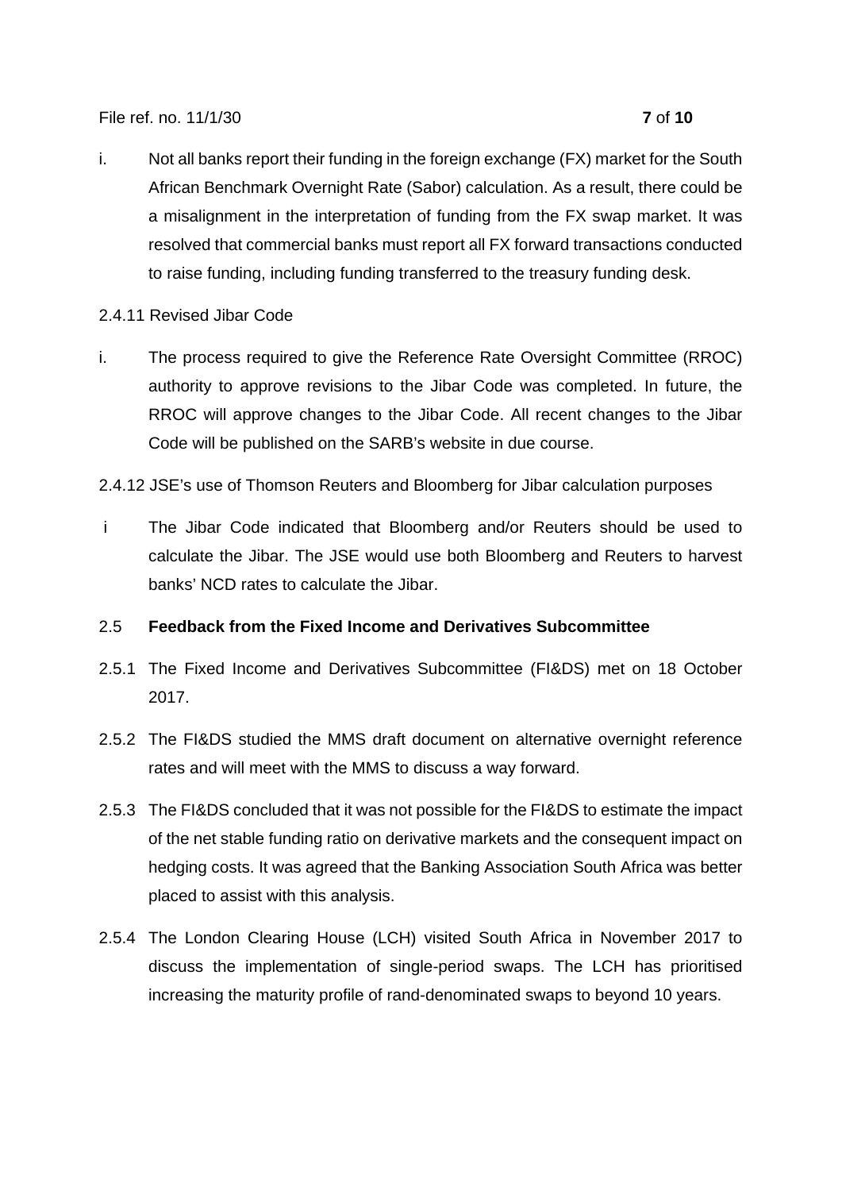i. Not all banks report their funding in the foreign exchange (FX) market for the South African Benchmark Overnight Rate (Sabor) calculation. As a result, there could be a misalignment in the interpretation of funding from the FX swap market. It was resolved that commercial banks must report all FX forward transactions conducted to raise funding, including funding transferred to the treasury funding desk.

2.4.11 Revised Jibar Code

i. The process required to give the Reference Rate Oversight Committee (RROC) authority to approve revisions to the Jibar Code was completed. In future, the RROC will approve changes to the Jibar Code. All recent changes to the Jibar Code will be published on the SARB's website in due course.

2.4.12 JSE's use of Thomson Reuters and Bloomberg for Jibar calculation purposes

i The Jibar Code indicated that Bloomberg and/or Reuters should be used to calculate the Jibar. The JSE would use both Bloomberg and Reuters to harvest banks' NCD rates to calculate the Jibar.

2.5 **Feedback from the Fixed Income and Derivatives Subcommittee**

2.5.1 The Fixed Income and Derivatives Subcommittee (FI&DS) met on 18 October 2017.

2.5.2 The FI&DS studied the MMS draft document on alternative overnight reference rates and will meet with the MMS to discuss a way forward.

2.5.3 The FI&DS concluded that it was not possible for the FI&DS to estimate the impact of the net stable funding ratio on derivative markets and the consequent impact on hedging costs. It was agreed that the Banking Association South Africa was better placed to assist with this analysis.

2.5.4 The London Clearing House (LCH) visited South Africa in November 2017 to discuss the implementation of single-period swaps. The LCH has prioritised increasing the maturity profile of rand-denominated swaps to beyond 10 years.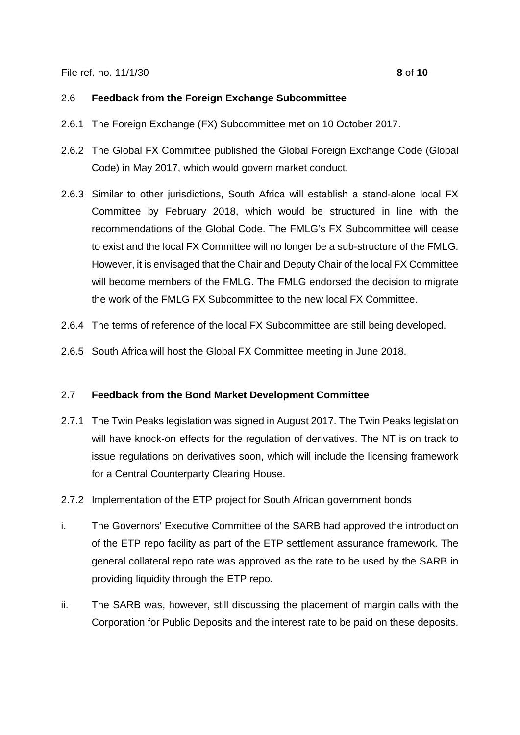## 2.6 Feedback from the Foreign Exchange Subcommittee

2.6.1 The Foreign Exchange (FX) Subcommittee met on 10 October 2017.

2.6.2 The Global FX Committee published the Global Foreign Exchange Code (Global Code) in May 2017, which would govern market conduct.

2.6.3 Similar to other jurisdictions, South Africa will establish a stand-alone local FX Committee by February 2018, which would be structured in line with the recommendations of the Global Code. The FMLG's FX Subcommittee will cease to exist and the local FX Committee will no longer be a sub-structure of the FMLG. However, it is envisaged that the Chair and Deputy Chair of the local FX Committee will become members of the FMLG. The FMLG endorsed the decision to migrate the work of the FMLG FX Subcommittee to the new local FX Committee.

2.6.4 The terms of reference of the local FX Subcommittee are still being developed.

2.6.5 South Africa will host the Global FX Committee meeting in June 2018.

## 2.7 Feedback from the Bond Market Development Committee

2.7.1 The Twin Peaks legislation was signed in August 2017. The Twin Peaks legislation will have knock-on effects for the regulation of derivatives. The NT is on track to issue regulations on derivatives soon, which will include the licensing framework for a Central Counterparty Clearing House.

2.7.2 Implementation of the ETP project for South African government bonds

i. The Governors' Executive Committee of the SARB had approved the introduction of the ETP repo facility as part of the ETP settlement assurance framework. The general collateral repo rate was approved as the rate to be used by the SARB in providing liquidity through the ETP repo.

ii. The SARB was, however, still discussing the placement of margin calls with the Corporation for Public Deposits and the interest rate to be paid on these deposits.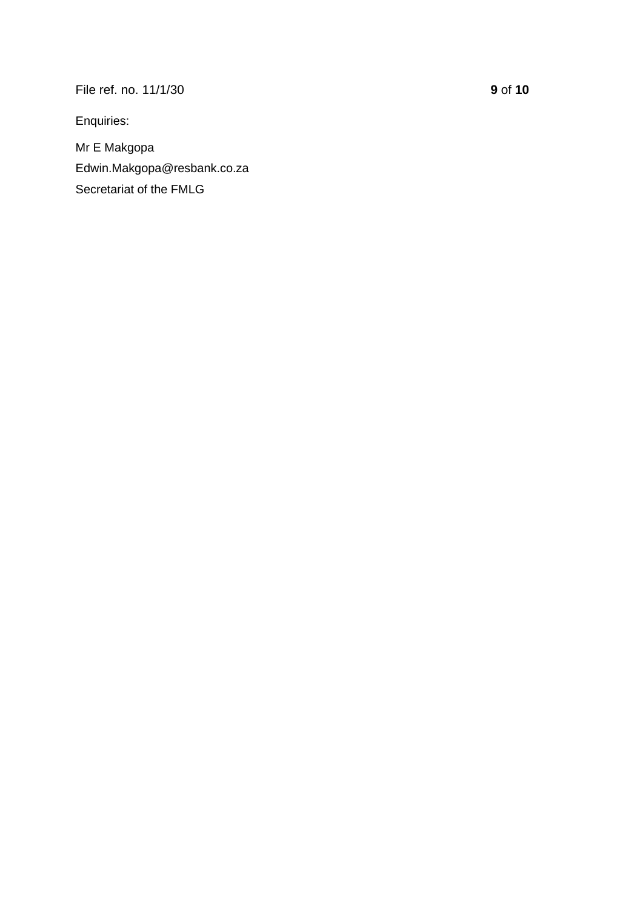Enquiries:

Mr E Makgopa

Edwin.Makgopa@resbank.co.za

Secretariat of the FMLG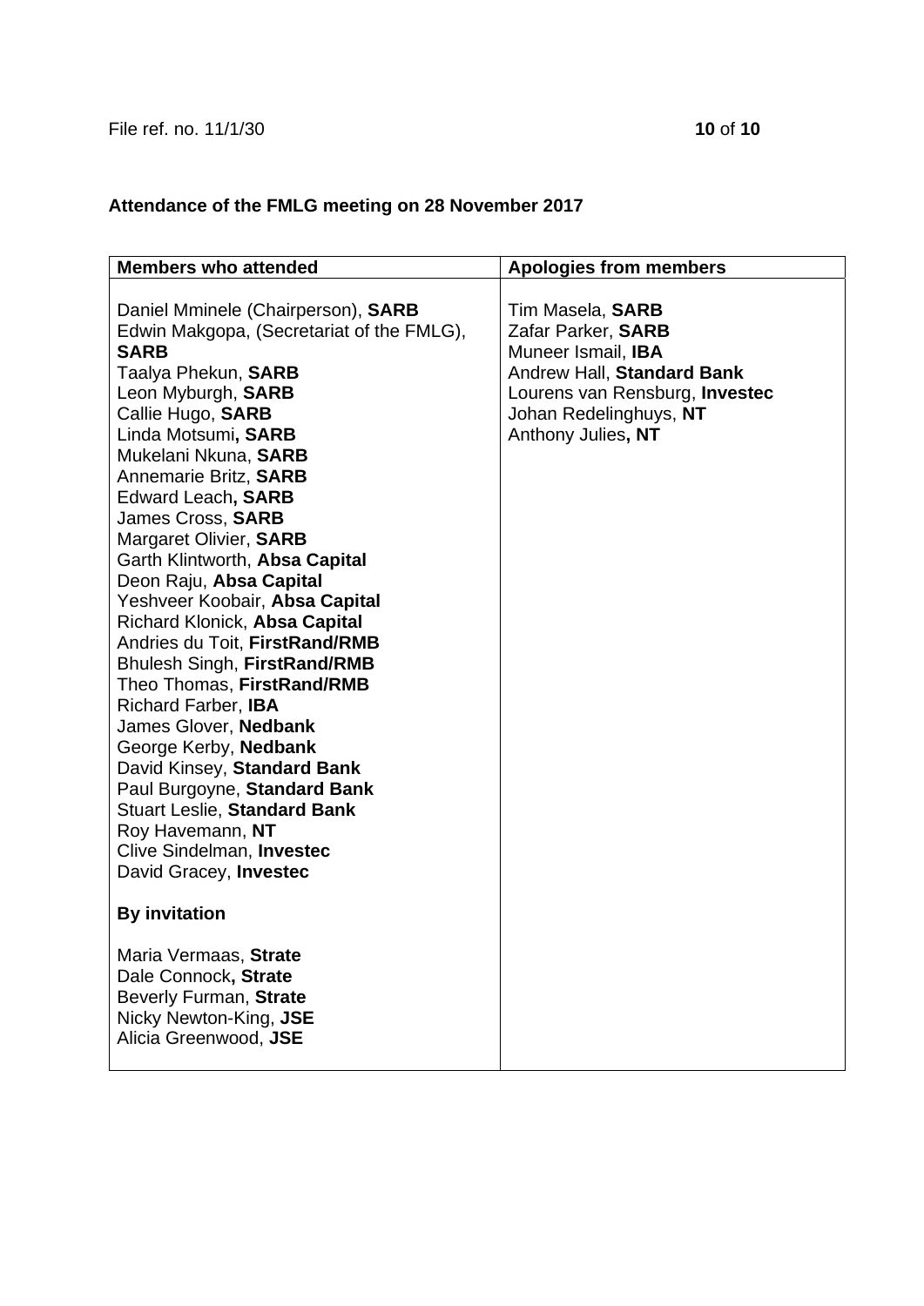**Attendance of the FMLG meeting on 28 November 2017**

| Members who attended | Apologies from members |
|---|---|
| Daniel Mminele (Chairperson), **SARB**<br>Edwin Makgopa, (Secretariat of the FMLG), **SARB**<br>Taalya Phekun, **SARB**<br>Leon Myburgh, **SARB**<br>Callie Hugo, **SARB**<br>Linda Motsumi**, SARB**<br>Mukelani Nkuna, **SARB**<br>Annemarie Britz, **SARB**<br>Edward Leach**, SARB**<br>James Cross, **SARB**<br>Margaret Olivier, **SARB**<br>Garth Klintworth, **Absa Capital**<br>Deon Raju, **Absa Capital**<br>Yeshveer Koobair, **Absa Capital**<br>Richard Klonick, **Absa Capital**<br>Andries du Toit, **FirstRand/RMB**<br>Bhulesh Singh, **FirstRand/RMB**<br>Theo Thomas, **FirstRand/RMB**<br>Richard Farber, **IBA**<br>James Glover, **Nedbank**<br>George Kerby, **Nedbank**<br>David Kinsey, **Standard Bank**<br>Paul Burgoyne, **Standard Bank**<br>Stuart Leslie, **Standard Bank**<br>Roy Havemann, **NT**<br>Clive Sindelman, **Investec**<br>David Gracey, **Investec**<br><br>**By invitation**<br><br>Maria Vermaas, **Strate**<br>Dale Connock**, Strate**<br>Beverly Furman, **Strate**<br>Nicky Newton-King, **JSE**<br>Alicia Greenwood, **JSE** | Tim Masela, **SARB**<br>Zafar Parker, **SARB**<br>Muneer Ismail, **IBA**<br>Andrew Hall, **Standard Bank**<br>Lourens van Rensburg, **Investec**<br>Johan Redelinghuys, **NT**<br>Anthony Julies**, NT** |